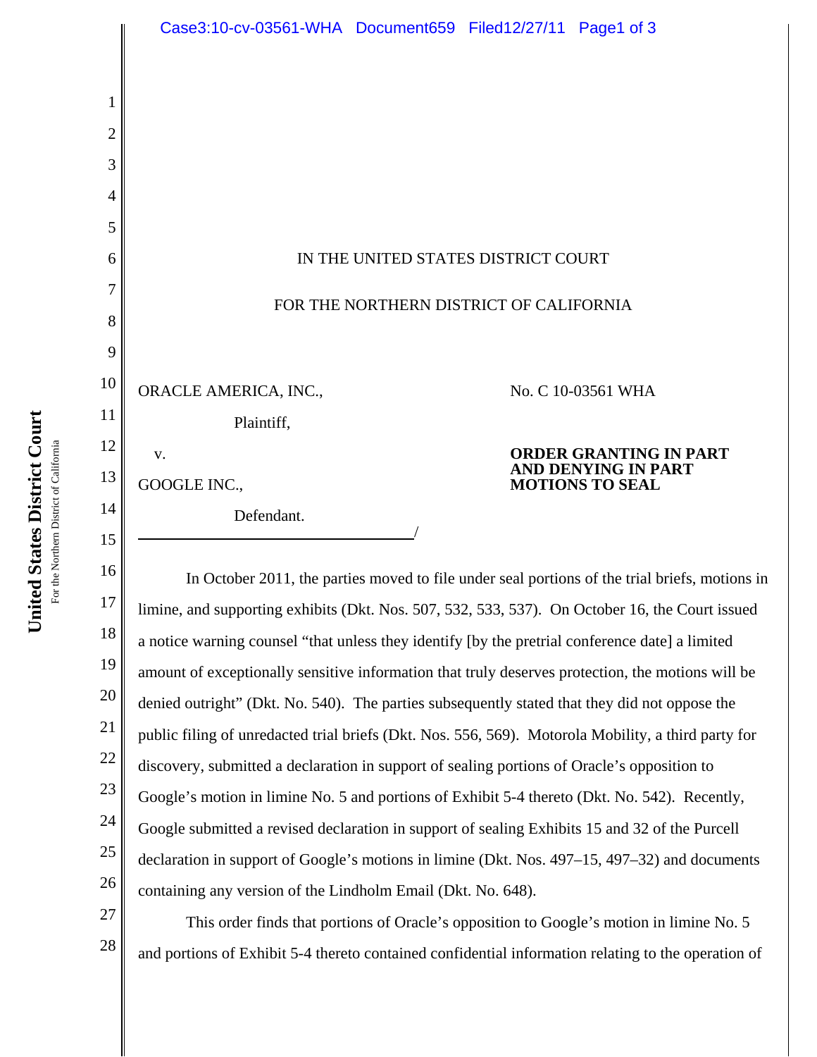IN THE UNITED STATES DISTRICT COURT

FOR THE NORTHERN DISTRICT OF CALIFORNIA

ORACLE AMERICA, INC.,

Plaintiff,

v.

GOOGLE INC.,

Defendant.

/

No. C 10-03561 WHA

**ORDER GRANTING IN PART AND DENYING IN PART MOTIONS TO SEAL**

In October 2011, the parties moved to file under seal portions of the trial briefs, motions in limine, and supporting exhibits (Dkt. Nos. 507, 532, 533, 537). On October 16, the Court issued a notice warning counsel "that unless they identify [by the pretrial conference date] a limited amount of exceptionally sensitive information that truly deserves protection, the motions will be denied outright" (Dkt. No. 540). The parties subsequently stated that they did not oppose the public filing of unredacted trial briefs (Dkt. Nos. 556, 569). Motorola Mobility, a third party for discovery, submitted a declaration in support of sealing portions of Oracle's opposition to Google's motion in limine No. 5 and portions of Exhibit 5-4 thereto (Dkt. No. 542). Recently, Google submitted a revised declaration in support of sealing Exhibits 15 and 32 of the Purcell declaration in support of Google's motions in limine (Dkt. Nos. 497–15, 497–32) and documents containing any version of the Lindholm Email (Dkt. No. 648).

This order finds that portions of Oracle's opposition to Google's motion in limine No. 5 and portions of Exhibit 5-4 thereto contained confidential information relating to the operation of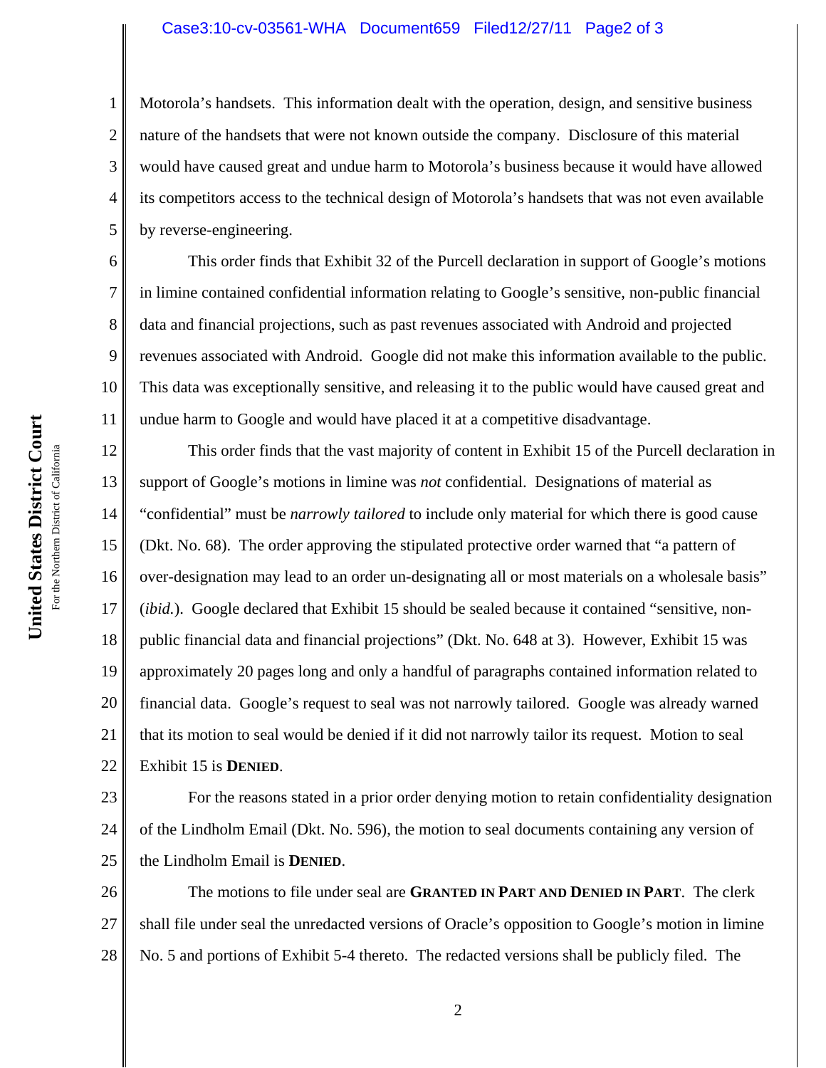Motorola's handsets. This information dealt with the operation, design, and sensitive business nature of the handsets that were not known outside the company. Disclosure of this material would have caused great and undue harm to Motorola's business because it would have allowed its competitors access to the technical design of Motorola's handsets that was not even available by reverse-engineering.

This order finds that Exhibit 32 of the Purcell declaration in support of Google's motions in limine contained confidential information relating to Google's sensitive, non-public financial data and financial projections, such as past revenues associated with Android and projected revenues associated with Android. Google did not make this information available to the public. This data was exceptionally sensitive, and releasing it to the public would have caused great and undue harm to Google and would have placed it at a competitive disadvantage.

This order finds that the vast majority of content in Exhibit 15 of the Purcell declaration in support of Google's motions in limine was *not* confidential. Designations of material as "confidential" must be *narrowly tailored* to include only material for which there is good cause (Dkt. No. 68). The order approving the stipulated protective order warned that "a pattern of over-designation may lead to an order un-designating all or most materials on a wholesale basis" (*ibid.*). Google declared that Exhibit 15 should be sealed because it contained "sensitive, non-public financial data and financial projections" (Dkt. No. 648 at 3). However, Exhibit 15 was approximately 20 pages long and only a handful of paragraphs contained information related to financial data. Google's request to seal was not narrowly tailored. Google was already warned that its motion to seal would be denied if it did not narrowly tailor its request. Motion to seal Exhibit 15 is **DENIED**.

For the reasons stated in a prior order denying motion to retain confidentiality designation of the Lindholm Email (Dkt. No. 596), the motion to seal documents containing any version of the Lindholm Email is **DENIED**.

The motions to file under seal are **GRANTED IN PART AND DENIED IN PART**. The clerk shall file under seal the unredacted versions of Oracle's opposition to Google's motion in limine No. 5 and portions of Exhibit 5-4 thereto. The redacted versions shall be publicly filed. The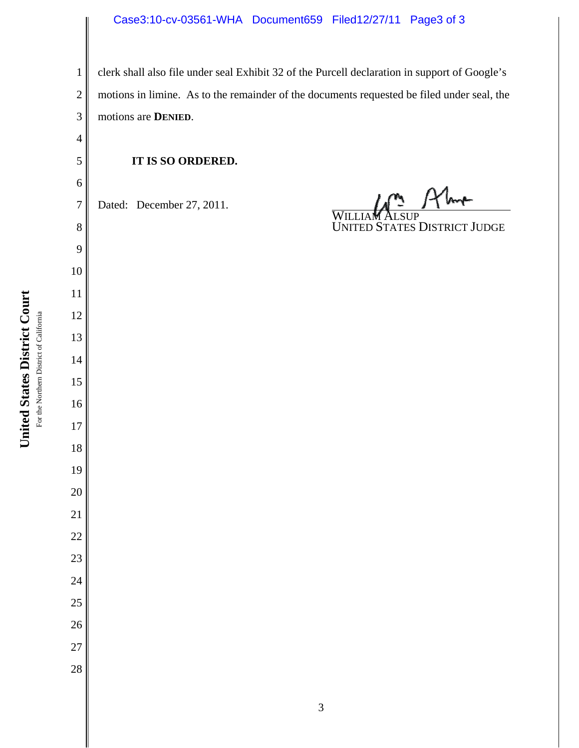clerk shall also file under seal Exhibit 32 of the Purcell declaration in support of Google's motions in limine. As to the remainder of the documents requested be filed under seal, the motions are **DENIED**.

**IT IS SO ORDERED.**

Dated: December 27, 2011.

WILLIAM ALSUP
UNITED STATES DISTRICT JUDGE